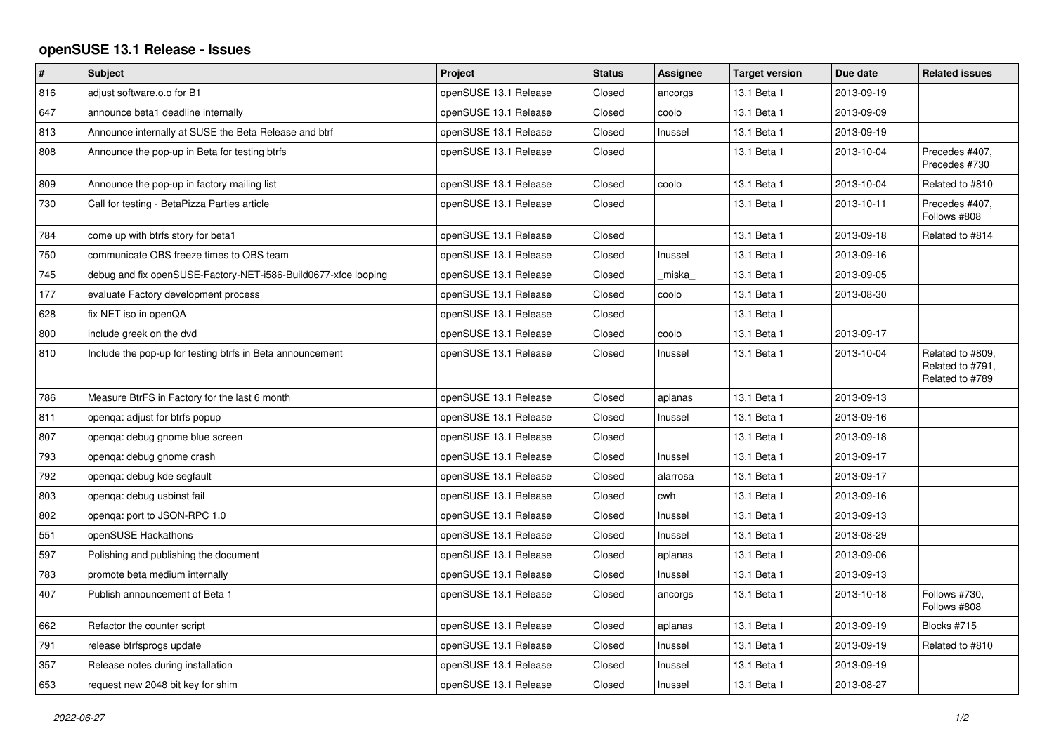# openSUSE 13.1 Release - Issues

| # | Subject | Project | Status | Assignee | Target version | Due date | Related issues |
|---|---|---|---|---|---|---|---|
| 816 | adjust software.o.o for B1 | openSUSE 13.1 Release | Closed | ancorgs | 13.1 Beta 1 | 2013-09-19 | |
| 647 | announce beta1 deadline internally | openSUSE 13.1 Release | Closed | coolo | 13.1 Beta 1 | 2013-09-09 | |
| 813 | Announce internally at SUSE the Beta Release and btrf | openSUSE 13.1 Release | Closed | lnussel | 13.1 Beta 1 | 2013-09-19 | |
| 808 | Announce the pop-up in Beta for testing btrfs | openSUSE 13.1 Release | Closed | | 13.1 Beta 1 | 2013-10-04 | Precedes #407, Precedes #730 |
| 809 | Announce the pop-up in factory mailing list | openSUSE 13.1 Release | Closed | coolo | 13.1 Beta 1 | 2013-10-04 | Related to #810 |
| 730 | Call for testing - BetaPizza Parties article | openSUSE 13.1 Release | Closed | | 13.1 Beta 1 | 2013-10-11 | Precedes #407, Follows #808 |
| 784 | come up with btrfs story for beta1 | openSUSE 13.1 Release | Closed | | 13.1 Beta 1 | 2013-09-18 | Related to #814 |
| 750 | communicate OBS freeze times to OBS team | openSUSE 13.1 Release | Closed | lnussel | 13.1 Beta 1 | 2013-09-16 | |
| 745 | debug and fix openSUSE-Factory-NET-i586-Build0677-xfce looping | openSUSE 13.1 Release | Closed | _miska_ | 13.1 Beta 1 | 2013-09-05 | |
| 177 | evaluate Factory development process | openSUSE 13.1 Release | Closed | coolo | 13.1 Beta 1 | 2013-08-30 | |
| 628 | fix NET iso in openQA | openSUSE 13.1 Release | Closed | | 13.1 Beta 1 | | |
| 800 | include greek on the dvd | openSUSE 13.1 Release | Closed | coolo | 13.1 Beta 1 | 2013-09-17 | |
| 810 | Include the pop-up for testing btrfs in Beta announcement | openSUSE 13.1 Release | Closed | lnussel | 13.1 Beta 1 | 2013-10-04 | Related to #809, Related to #791, Related to #789 |
| 786 | Measure BtrFS in Factory for the last 6 month | openSUSE 13.1 Release | Closed | aplanas | 13.1 Beta 1 | 2013-09-13 | |
| 811 | openqa: adjust for btrfs popup | openSUSE 13.1 Release | Closed | lnussel | 13.1 Beta 1 | 2013-09-16 | |
| 807 | openqa: debug gnome blue screen | openSUSE 13.1 Release | Closed | | 13.1 Beta 1 | 2013-09-18 | |
| 793 | openqa: debug gnome crash | openSUSE 13.1 Release | Closed | lnussel | 13.1 Beta 1 | 2013-09-17 | |
| 792 | openqa: debug kde segfault | openSUSE 13.1 Release | Closed | alarrosa | 13.1 Beta 1 | 2013-09-17 | |
| 803 | openqa: debug usbinst fail | openSUSE 13.1 Release | Closed | cwh | 13.1 Beta 1 | 2013-09-16 | |
| 802 | openqa: port to JSON-RPC 1.0 | openSUSE 13.1 Release | Closed | lnussel | 13.1 Beta 1 | 2013-09-13 | |
| 551 | openSUSE Hackathons | openSUSE 13.1 Release | Closed | lnussel | 13.1 Beta 1 | 2013-08-29 | |
| 597 | Polishing and publishing the document | openSUSE 13.1 Release | Closed | aplanas | 13.1 Beta 1 | 2013-09-06 | |
| 783 | promote beta medium internally | openSUSE 13.1 Release | Closed | lnussel | 13.1 Beta 1 | 2013-09-13 | |
| 407 | Publish announcement of Beta 1 | openSUSE 13.1 Release | Closed | ancorgs | 13.1 Beta 1 | 2013-10-18 | Follows #730, Follows #808 |
| 662 | Refactor the counter script | openSUSE 13.1 Release | Closed | aplanas | 13.1 Beta 1 | 2013-09-19 | Blocks #715 |
| 791 | release btrfsprogs update | openSUSE 13.1 Release | Closed | lnussel | 13.1 Beta 1 | 2013-09-19 | Related to #810 |
| 357 | Release notes during installation | openSUSE 13.1 Release | Closed | lnussel | 13.1 Beta 1 | 2013-09-19 | |
| 653 | request new 2048 bit key for shim | openSUSE 13.1 Release | Closed | lnussel | 13.1 Beta 1 | 2013-08-27 | |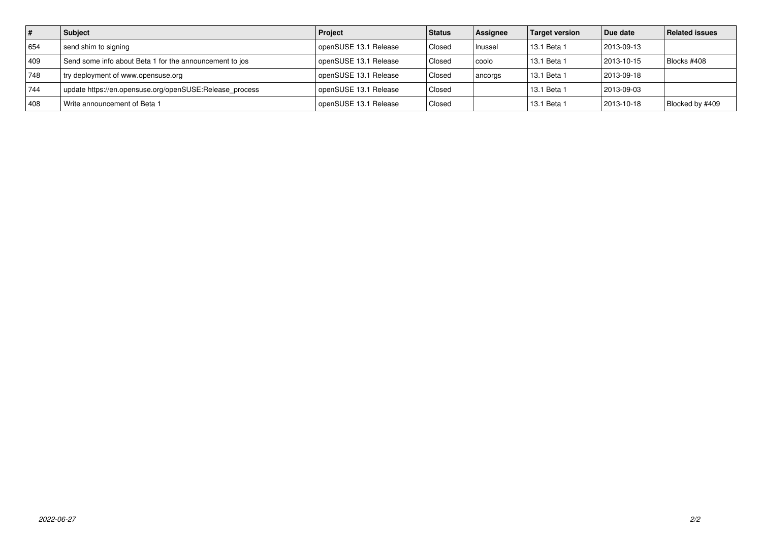| # | Subject | Project | Status | Assignee | Target version | Due date | Related issues |
|---|---|---|---|---|---|---|---|
| 654 | send shim to signing | openSUSE 13.1 Release | Closed | lnussel | 13.1 Beta 1 | 2013-09-13 | |
| 409 | Send some info about Beta 1 for the announcement to jos | openSUSE 13.1 Release | Closed | coolo | 13.1 Beta 1 | 2013-10-15 | Blocks #408 |
| 748 | try deployment of www.opensuse.org | openSUSE 13.1 Release | Closed | ancorgs | 13.1 Beta 1 | 2013-09-18 | |
| 744 | update https://en.opensuse.org/openSUSE:Release_process | openSUSE 13.1 Release | Closed | | 13.1 Beta 1 | 2013-09-03 | |
| 408 | Write announcement of Beta 1 | openSUSE 13.1 Release | Closed | | 13.1 Beta 1 | 2013-10-18 | Blocked by #409 |